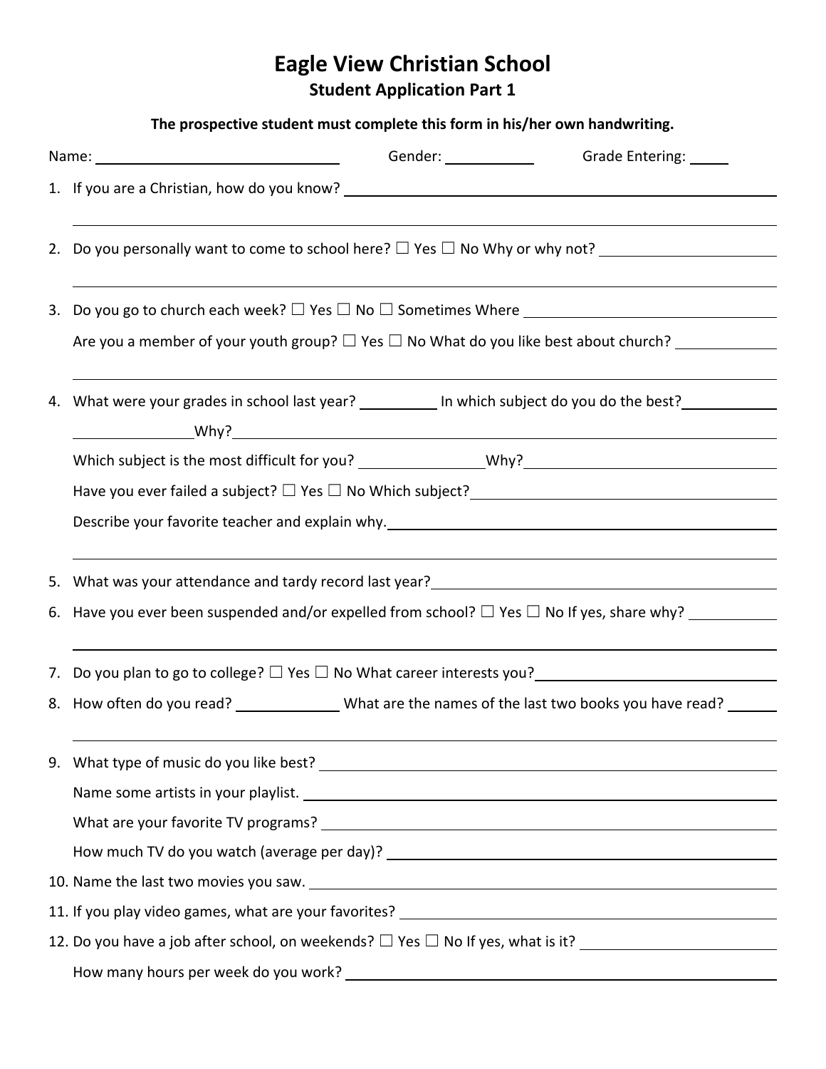# Eagle View Christian School

## Student Application Part 1

**The prospective student must complete this form in his/her own handwriting.**

Name: ______________________________ Gender: __________ Grade Entering: _____

1. If you are a Christian, how do you know? ____________________________________________

   ____________________________________________

2. Do you personally want to come to school here? ☐ Yes ☐ No Why or why not? ____________________

   ____________________________________________

3. Do you go to church each week? ☐ Yes ☐ No ☐ Sometimes Where ______________________________

   Are you a member of your youth group? ☐ Yes ☐ No What do you like best about church? ____________

   ____________________________________________

4. What were your grades in school last year? __________ In which subject do you do the best? ____________

   ______________ Why? ____________________________________________

   Which subject is the most difficult for you? ______________ Why? ______________________________

   Have you ever failed a subject? ☐ Yes ☐ No Which subject? ______________________________

   Describe your favorite teacher and explain why. ______________________________

   ____________________________________________

5. What was your attendance and tardy record last year? ______________________________

6. Have you ever been suspended and/or expelled from school? ☐ Yes ☐ No If yes, share why? ___________

   ____________________________________________

7. Do you plan to go to college? ☐ Yes ☐ No What career interests you? ______________________________

8. How often do you read? ____________ What are the names of the last two books you have read? ______

   ____________________________________________

9. What type of music do you like best? ______________________________

   Name some artists in your playlist. ______________________________

   What are your favorite TV programs? ______________________________

   How much TV do you watch (average per day)? ______________________________

10. Name the last two movies you saw. ______________________________

11. If you play video games, what are your favorites? ______________________________

12. Do you have a job after school, on weekends? ☐ Yes ☐ No If yes, what is it? ______________________

    How many hours per week do you work? ______________________________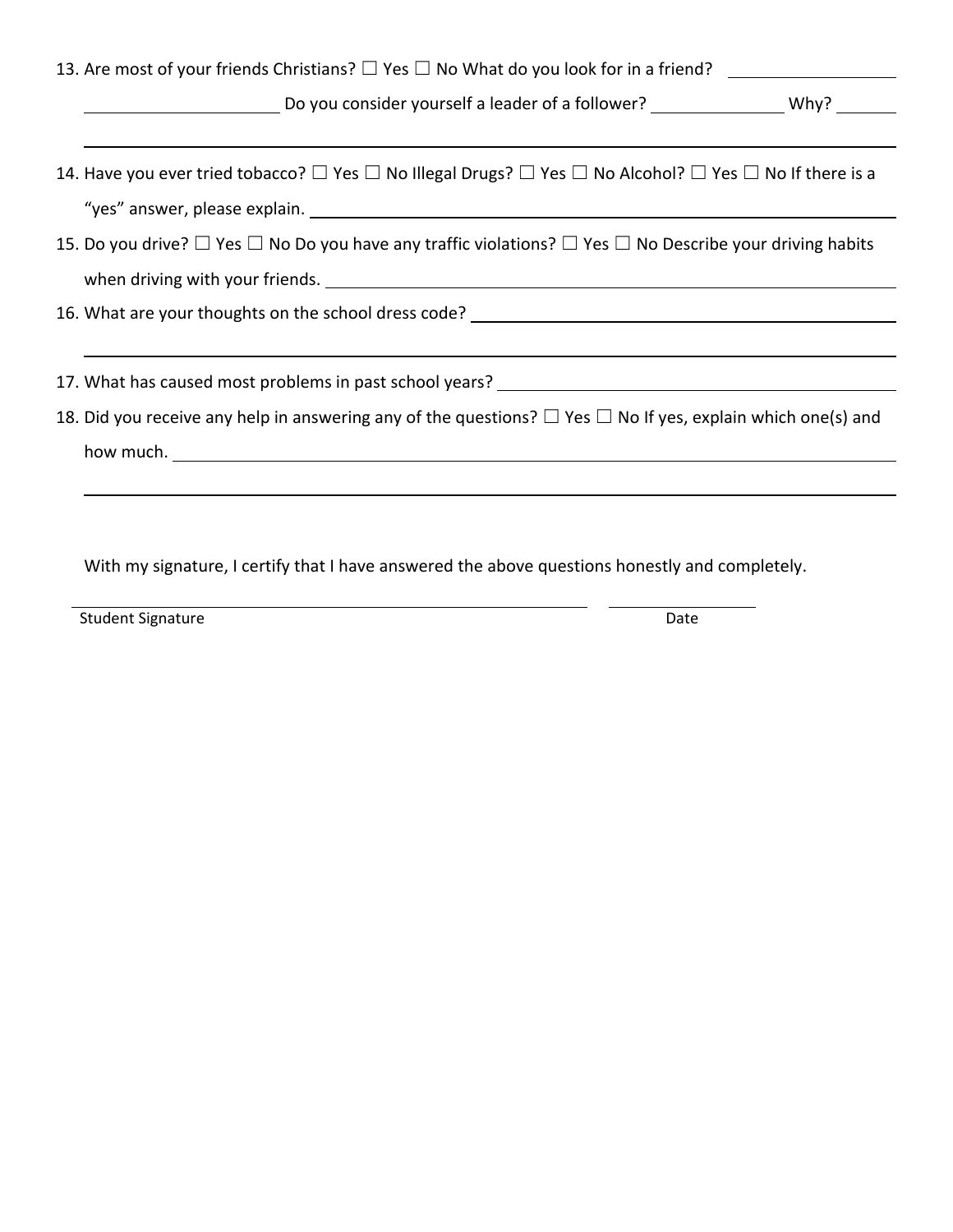13. Are most of your friends Christians? ☐ Yes ☐ No What do you look for in a friend? ____________________ ____________________ Do you consider yourself a leader of a follower? ______________ Why? ______

    ________________________________________________________________________________

14. Have you ever tried tobacco? ☐ Yes ☐ No Illegal Drugs? ☐ Yes ☐ No Alcohol? ☐ Yes ☐ No If there is a "yes" answer, please explain. ________________________________________________________________
15. Do you drive? ☐ Yes ☐ No Do you have any traffic violations? ☐ Yes ☐ No Describe your driving habits when driving with your friends. ________________________________________________________________
16. What are your thoughts on the school dress code? ________________________________________________

    ________________________________________________________________________________

17. What has caused most problems in past school years? ______________________________________________
18. Did you receive any help in answering any of the questions? ☐ Yes ☐ No If yes, explain which one(s) and how much. ________________________________________________________________________

    ________________________________________________________________________________

With my signature, I certify that I have answered the above questions honestly and completely.

________________________________________ ____________________

Student Signature Date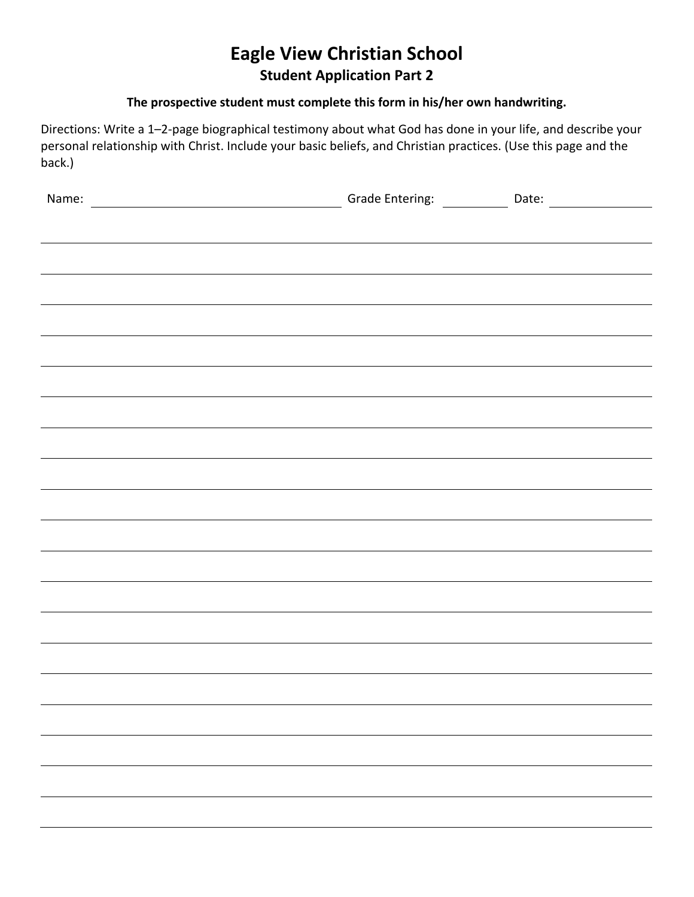# Eagle View Christian School

## Student Application Part 2

**The prospective student must complete this form in his/her own handwriting.**

Directions: Write a 1–2-page biographical testimony about what God has done in your life, and describe your personal relationship with Christ. Include your basic beliefs, and Christian practices. (Use this page and the back.)

Name: ______________________________ Grade Entering: __________ Date: ______________

_______________________________________________________________________________

_______________________________________________________________________________

_______________________________________________________________________________

_______________________________________________________________________________

_______________________________________________________________________________

_______________________________________________________________________________

_______________________________________________________________________________

_______________________________________________________________________________

_______________________________________________________________________________

_______________________________________________________________________________

_______________________________________________________________________________

_______________________________________________________________________________

_______________________________________________________________________________

_______________________________________________________________________________

_______________________________________________________________________________

_______________________________________________________________________________

_______________________________________________________________________________

_______________________________________________________________________________

_______________________________________________________________________________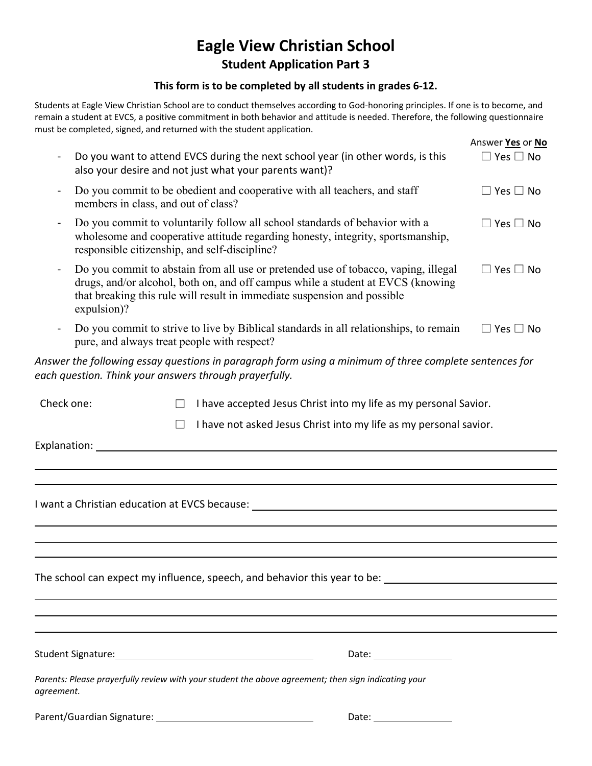# Eagle View Christian School

## Student Application Part 3

**This form is to be completed by all students in grades 6-12.**

Students at Eagle View Christian School are to conduct themselves according to God-honoring principles. If one is to become, and remain a student at EVCS, a positive commitment in both behavior and attitude is needed. Therefore, the following questionnaire must be completed, signed, and returned with the student application.

| | Answer **Yes** or **No** |
|---|---|
| - Do you want to attend EVCS during the next school year (in other words, is this also your desire and not just what your parents want)? | ☐ Yes ☐ No |
| - Do you commit to be obedient and cooperative with all teachers, and staff members in class, and out of class? | ☐ Yes ☐ No |
| - Do you commit to voluntarily follow all school standards of behavior with a wholesome and cooperative attitude regarding honesty, integrity, sportsmanship, responsible citizenship, and self-discipline? | ☐ Yes ☐ No |
| - Do you commit to abstain from all use or pretended use of tobacco, vaping, illegal drugs, and/or alcohol, both on, and off campus while a student at EVCS (knowing that breaking this rule will result in immediate suspension and possible expulsion)? | ☐ Yes ☐ No |
| - Do you commit to strive to live by Biblical standards in all relationships, to remain pure, and always treat people with respect? | ☐ Yes ☐ No |

*Answer the following essay questions in paragraph form using a minimum of three complete sentences for each question. Think your answers through prayerfully.*

Check one:

☐ I have accepted Jesus Christ into my life as my personal Savior.

☐ I have not asked Jesus Christ into my life as my personal savior.

Explanation: ______________________________________________

______________________________________________

______________________________________________

I want a Christian education at EVCS because: ______________________________________________

______________________________________________

______________________________________________

______________________________________________

The school can expect my influence, speech, and behavior this year to be: ______________________________________________

______________________________________________

______________________________________________

______________________________________________

Student Signature: ______________________________ Date: ______________

*Parents: Please prayerfully review with your student the above agreement; then sign indicating your agreement.*

Parent/Guardian Signature: ______________________________ Date: ______________